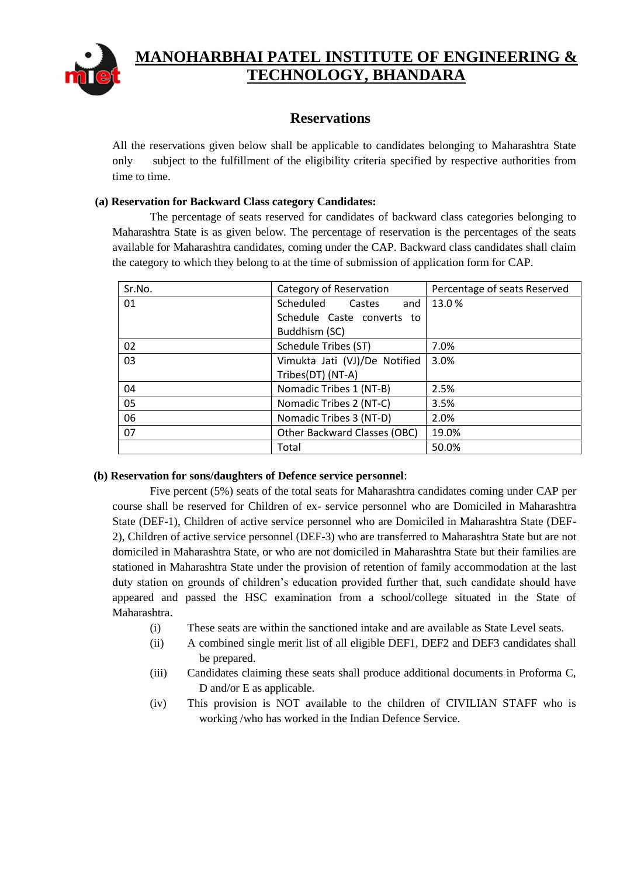# MANOHARBHAI PATEL INSTITUTE OF ENGINEERING & TECHNOLOGY, BHANDARA

## Reservations

All the reservations given below shall be applicable to candidates belonging to Maharashtra State only subject to the fulfillment of the eligibility criteria specified by respective authorities from time to time.

**(a) Reservation for Backward Class category Candidates:**

The percentage of seats reserved for candidates of backward class categories belonging to Maharashtra State is as given below. The percentage of reservation is the percentages of the seats available for Maharashtra candidates, coming under the CAP. Backward class candidates shall claim the category to which they belong to at the time of submission of application form for CAP.

| Sr.No. | Category of Reservation | Percentage of seats Reserved |
|---|---|---|
| 01 | Scheduled Castes and Schedule Caste converts to Buddhism (SC) | 13.0 % |
| 02 | Schedule Tribes (ST) | 7.0% |
| 03 | Vimukta Jati (VJ)/De Notified Tribes(DT) (NT-A) | 3.0% |
| 04 | Nomadic Tribes 1 (NT-B) | 2.5% |
| 05 | Nomadic Tribes 2 (NT-C) | 3.5% |
| 06 | Nomadic Tribes 3 (NT-D) | 2.0% |
| 07 | Other Backward Classes (OBC) | 19.0% |
| | Total | 50.0% |

**(b) Reservation for sons/daughters of Defence service personnel**:

Five percent (5%) seats of the total seats for Maharashtra candidates coming under CAP per course shall be reserved for Children of ex- service personnel who are Domiciled in Maharashtra State (DEF-1), Children of active service personnel who are Domiciled in Maharashtra State (DEF-2), Children of active service personnel (DEF-3) who are transferred to Maharashtra State but are not domiciled in Maharashtra State, or who are not domiciled in Maharashtra State but their families are stationed in Maharashtra State under the provision of retention of family accommodation at the last duty station on grounds of children's education provided further that, such candidate should have appeared and passed the HSC examination from a school/college situated in the State of Maharashtra.

- (i) These seats are within the sanctioned intake and are available as State Level seats.
- (ii) A combined single merit list of all eligible DEF1, DEF2 and DEF3 candidates shall be prepared.
- (iii) Candidates claiming these seats shall produce additional documents in Proforma C, D and/or E as applicable.
- (iv) This provision is NOT available to the children of CIVILIAN STAFF who is working /who has worked in the Indian Defence Service.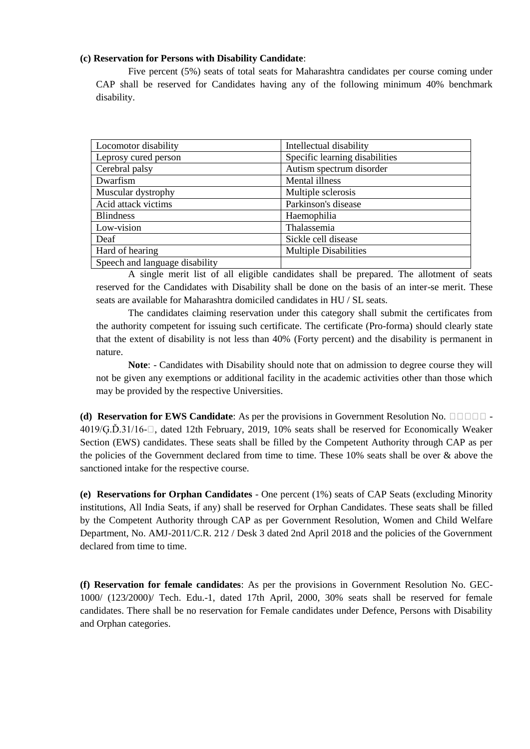**(c) Reservation for Persons with Disability Candidate**:

Five percent (5%) seats of total seats for Maharashtra candidates per course coming under CAP shall be reserved for Candidates having any of the following minimum 40% benchmark disability.

| | |
|---|---|
| Locomotor disability | Intellectual disability |
| Leprosy cured person | Specific learning disabilities |
| Cerebral palsy | Autism spectrum disorder |
| Dwarfism | Mental illness |
| Muscular dystrophy | Multiple sclerosis |
| Acid attack victims | Parkinson's disease |
| Blindness | Haemophilia |
| Low-vision | Thalassemia |
| Deaf | Sickle cell disease |
| Hard of hearing | Multiple Disabilities |
| Speech and language disability | |

A single merit list of all eligible candidates shall be prepared. The allotment of seats reserved for the Candidates with Disability shall be done on the basis of an inter-se merit. These seats are available for Maharashtra domiciled candidates in HU / SL seats.

The candidates claiming reservation under this category shall submit the certificates from the authority competent for issuing such certificate. The certificate (Pro-forma) should clearly state that the extent of disability is not less than 40% (Forty percent) and the disability is permanent in nature.

**Note**: - Candidates with Disability should note that on admission to degree course they will not be given any exemptions or additional facility in the academic activities other than those which may be provided by the respective Universities.

**(d) Reservation for EWS Candidate**: As per the provisions in Government Resolution No. □□□□□ - 4019/Ģ.Ď.31/16-□, dated 12th February, 2019, 10% seats shall be reserved for Economically Weaker Section (EWS) candidates. These seats shall be filled by the Competent Authority through CAP as per the policies of the Government declared from time to time. These 10% seats shall be over & above the sanctioned intake for the respective course.

**(e) Reservations for Orphan Candidates** - One percent (1%) seats of CAP Seats (excluding Minority institutions, All India Seats, if any) shall be reserved for Orphan Candidates. These seats shall be filled by the Competent Authority through CAP as per Government Resolution, Women and Child Welfare Department, No. AMJ-2011/C.R. 212 / Desk 3 dated 2nd April 2018 and the policies of the Government declared from time to time.

**(f) Reservation for female candidates**: As per the provisions in Government Resolution No. GEC-1000/ (123/2000)/ Tech. Edu.-1, dated 17th April, 2000, 30% seats shall be reserved for female candidates. There shall be no reservation for Female candidates under Defence, Persons with Disability and Orphan categories.